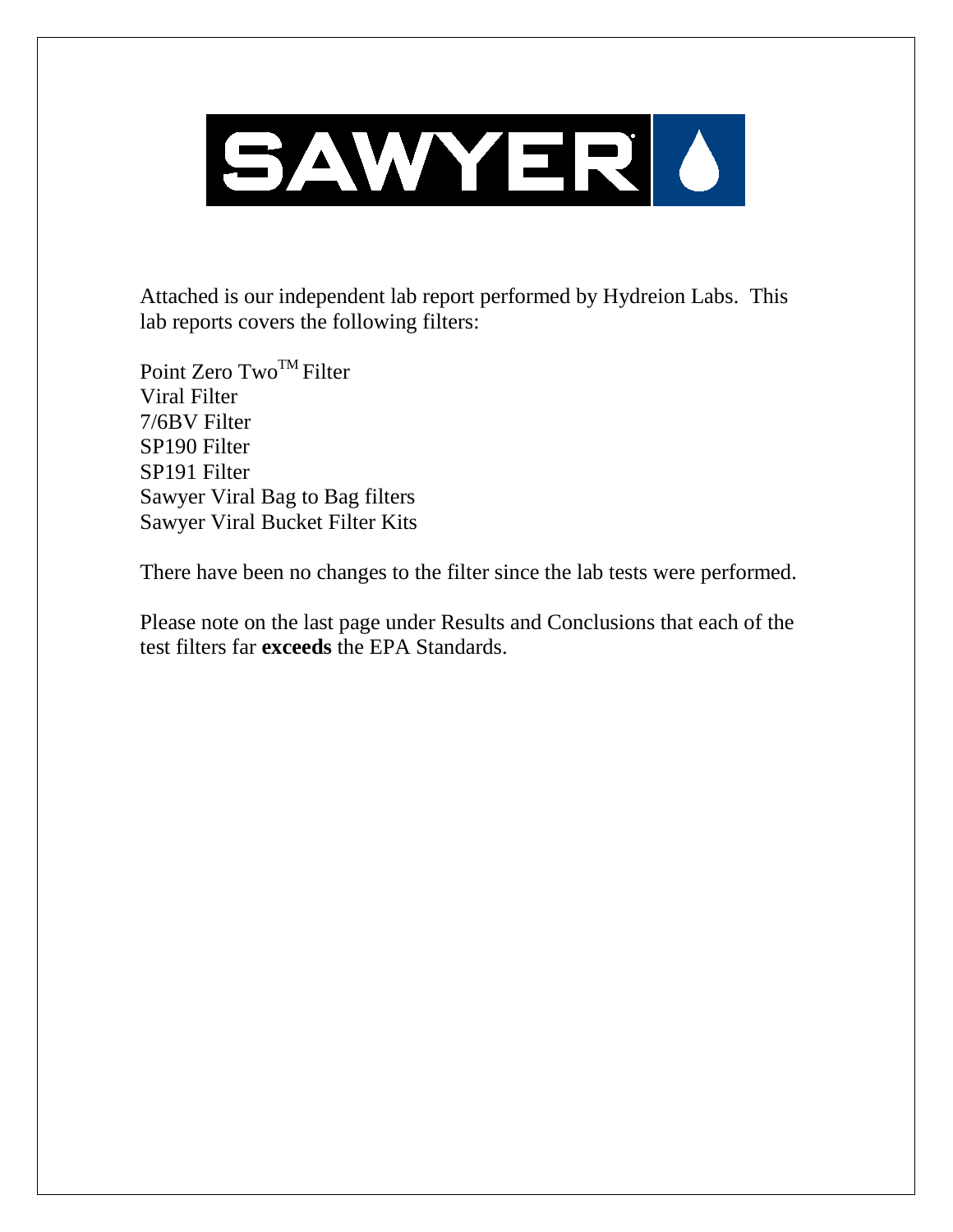# SAWYER

Attached is our independent lab report performed by Hydreion Labs. This lab reports covers the following filters:

Point Zero Two™ Filter  
Viral Filter  
7/6BV Filter  
SP190 Filter  
SP191 Filter  
Sawyer Viral Bag to Bag filters  
Sawyer Viral Bucket Filter Kits

There have been no changes to the filter since the lab tests were performed.

Please note on the last page under Results and Conclusions that each of the test filters far **exceeds** the EPA Standards.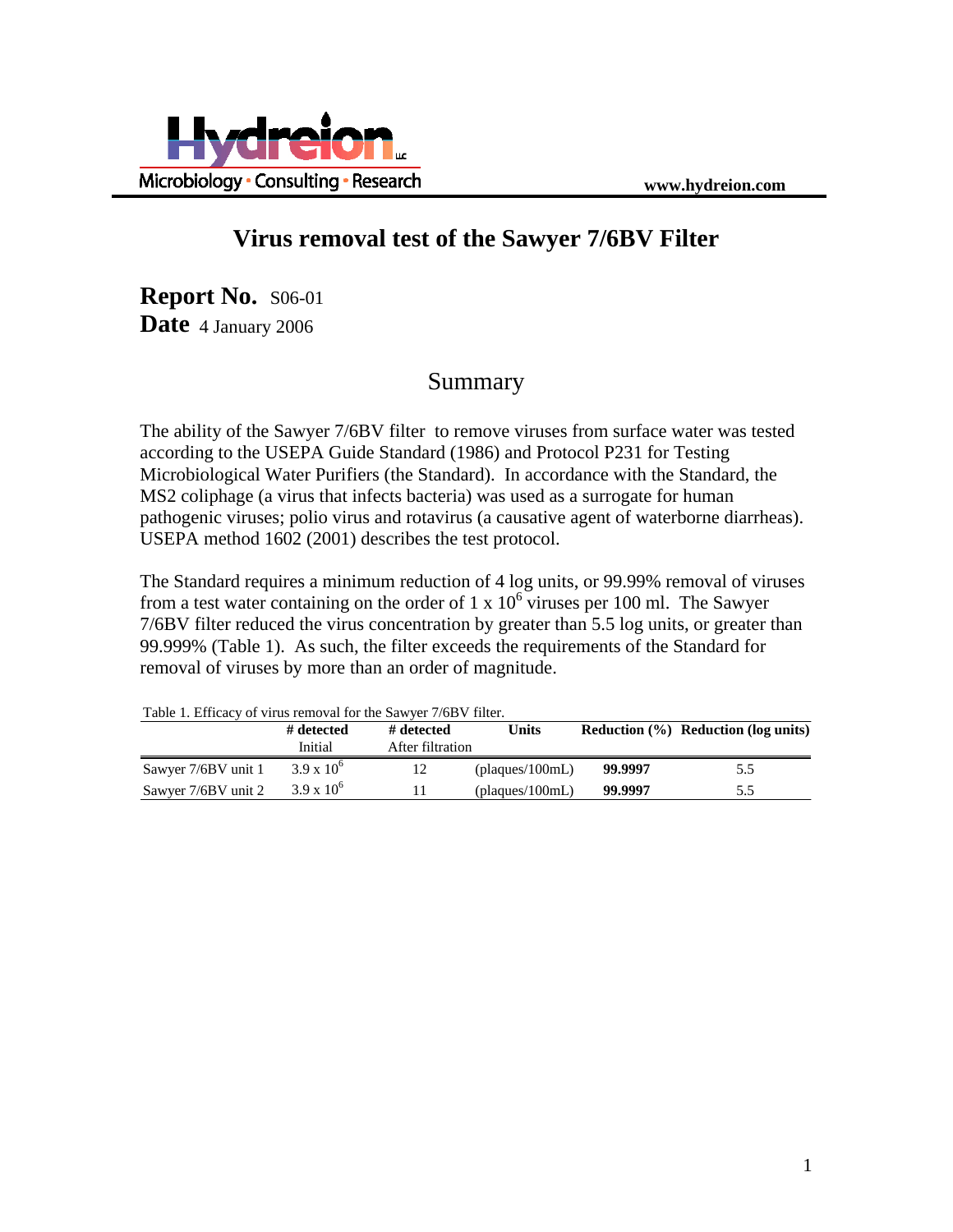Microbiology · Consulting · Research

www.hydreion.com

# Virus removal test of the Sawyer 7/6BV Filter

**Report No.** S06-01
**Date** 4 January 2006

## Summary

The ability of the Sawyer 7/6BV filter to remove viruses from surface water was tested according to the USEPA Guide Standard (1986) and Protocol P231 for Testing Microbiological Water Purifiers (the Standard). In accordance with the Standard, the MS2 coliphage (a virus that infects bacteria) was used as a surrogate for human pathogenic viruses; polio virus and rotavirus (a causative agent of waterborne diarrheas). USEPA method 1602 (2001) describes the test protocol.

The Standard requires a minimum reduction of 4 log units, or 99.99% removal of viruses from a test water containing on the order of $1 \times 10^6$ viruses per 100 ml. The Sawyer 7/6BV filter reduced the virus concentration by greater than 5.5 log units, or greater than 99.999% (Table 1). As such, the filter exceeds the requirements of the Standard for removal of viruses by more than an order of magnitude.

Table 1. Efficacy of virus removal for the Sawyer 7/6BV filter.

| | **# detected** Initial | **# detected** After filtration | **Units** | **Reduction (%)** | **Reduction (log units)** |
|---|---|---|---|---|---|
| Sawyer 7/6BV unit 1 | $3.9 \times 10^6$ | 12 | (plaques/100mL) | **99.9997** | 5.5 |
| Sawyer 7/6BV unit 2 | $3.9 \times 10^6$ | 11 | (plaques/100mL) | **99.9997** | 5.5 |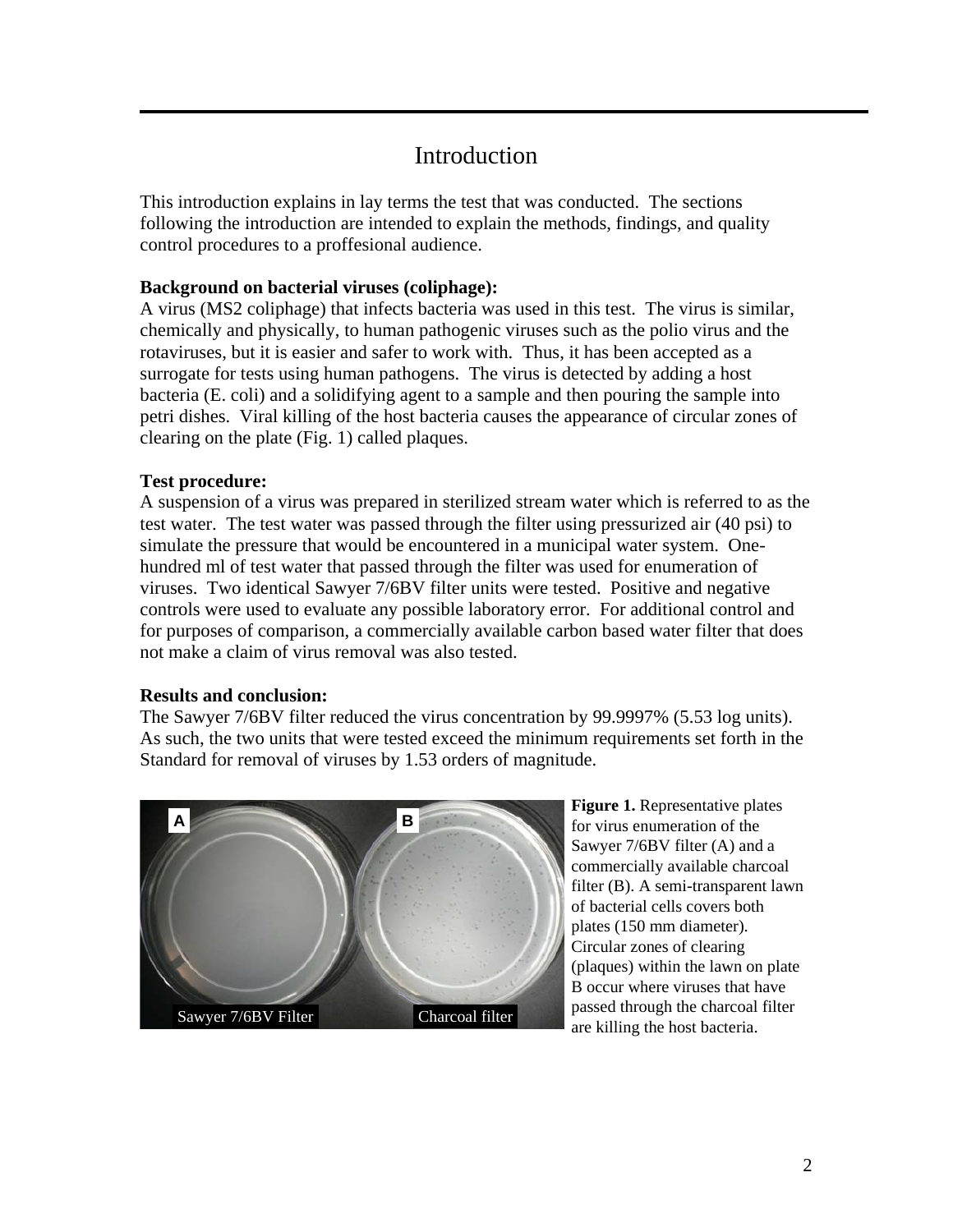# Introduction

This introduction explains in lay terms the test that was conducted. The sections following the introduction are intended to explain the methods, findings, and quality control procedures to a proffesional audience.

**Background on bacterial viruses (coliphage):**
A virus (MS2 coliphage) that infects bacteria was used in this test. The virus is similar, chemically and physically, to human pathogenic viruses such as the polio virus and the rotaviruses, but it is easier and safer to work with. Thus, it has been accepted as a surrogate for tests using human pathogens. The virus is detected by adding a host bacteria (E. coli) and a solidifying agent to a sample and then pouring the sample into petri dishes. Viral killing of the host bacteria causes the appearance of circular zones of clearing on the plate (Fig. 1) called plaques.

**Test procedure:**
A suspension of a virus was prepared in sterilized stream water which is referred to as the test water. The test water was passed through the filter using pressurized air (40 psi) to simulate the pressure that would be encountered in a municipal water system. One-hundred ml of test water that passed through the filter was used for enumeration of viruses. Two identical Sawyer 7/6BV filter units were tested. Positive and negative controls were used to evaluate any possible laboratory error. For additional control and for purposes of comparison, a commercially available carbon based water filter that does not make a claim of virus removal was also tested.

**Results and conclusion:**
The Sawyer 7/6BV filter reduced the virus concentration by 99.9997% (5.53 log units). As such, the two units that were tested exceed the minimum requirements set forth in the Standard for removal of viruses by 1.53 orders of magnitude.

**Figure 1.** Representative plates for virus enumeration of the Sawyer 7/6BV filter (A) and a commercially available charcoal filter (B). A semi-transparent lawn of bacterial cells covers both plates (150 mm diameter). Circular zones of clearing (plaques) within the lawn on plate B occur where viruses that have passed through the charcoal filter are killing the host bacteria.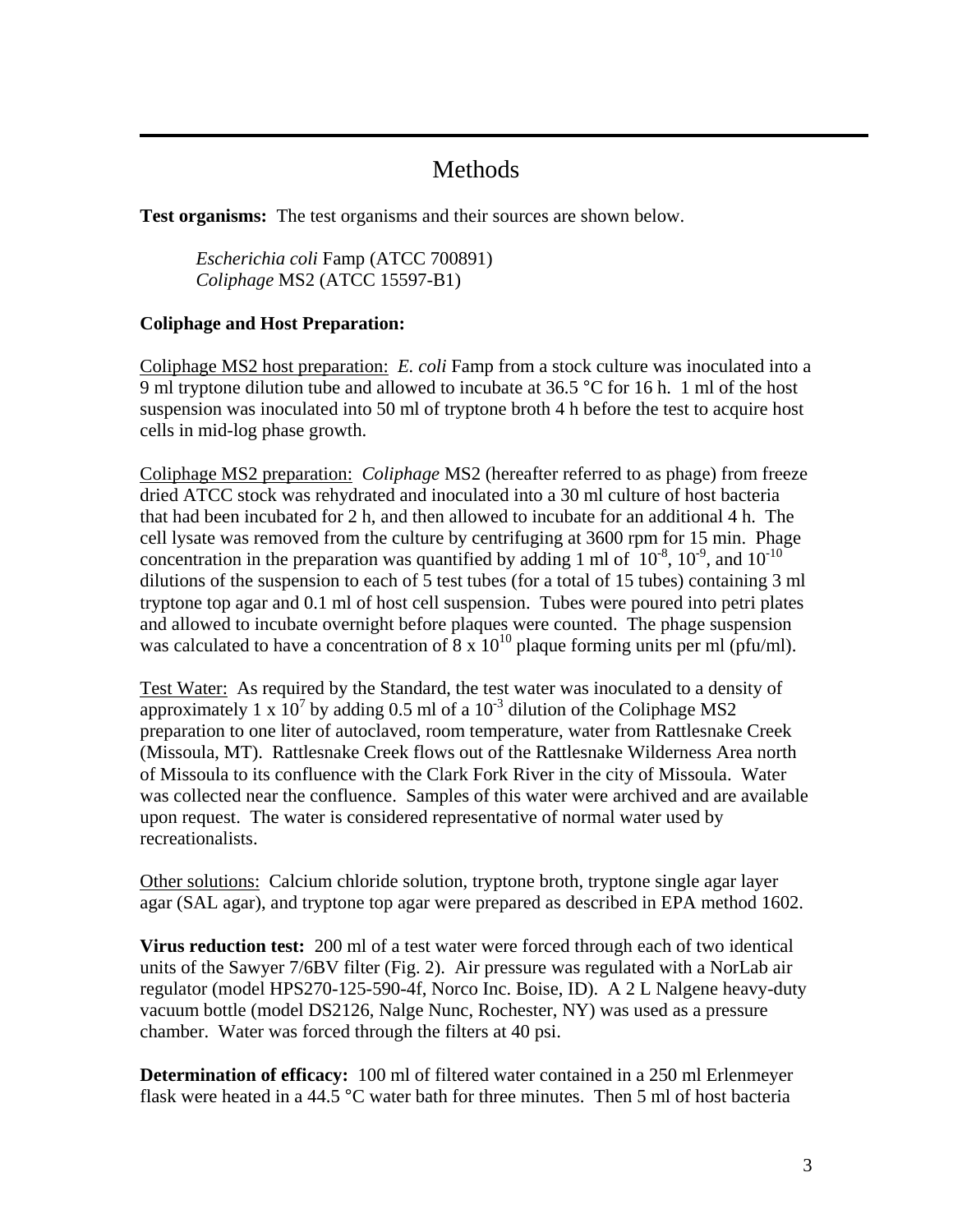# Methods

**Test organisms:** The test organisms and their sources are shown below.

*Escherichia coli* Famp (ATCC 700891)
*Coliphage* MS2 (ATCC 15597-B1)

**Coliphage and Host Preparation:**

Coliphage MS2 host preparation: *E. coli* Famp from a stock culture was inoculated into a 9 ml tryptone dilution tube and allowed to incubate at 36.5 °C for 16 h. 1 ml of the host suspension was inoculated into 50 ml of tryptone broth 4 h before the test to acquire host cells in mid-log phase growth.

Coliphage MS2 preparation: *Coliphage* MS2 (hereafter referred to as phage) from freeze dried ATCC stock was rehydrated and inoculated into a 30 ml culture of host bacteria that had been incubated for 2 h, and then allowed to incubate for an additional 4 h. The cell lysate was removed from the culture by centrifuging at 3600 rpm for 15 min. Phage concentration in the preparation was quantified by adding 1 ml of $10^{-8}$, $10^{-9}$, and $10^{-10}$ dilutions of the suspension to each of 5 test tubes (for a total of 15 tubes) containing 3 ml tryptone top agar and 0.1 ml of host cell suspension. Tubes were poured into petri plates and allowed to incubate overnight before plaques were counted. The phage suspension was calculated to have a concentration of $8 \times 10^{10}$ plaque forming units per ml (pfu/ml).

Test Water: As required by the Standard, the test water was inoculated to a density of approximately $1 \times 10^{7}$ by adding 0.5 ml of a $10^{-3}$ dilution of the Coliphage MS2 preparation to one liter of autoclaved, room temperature, water from Rattlesnake Creek (Missoula, MT). Rattlesnake Creek flows out of the Rattlesnake Wilderness Area north of Missoula to its confluence with the Clark Fork River in the city of Missoula. Water was collected near the confluence. Samples of this water were archived and are available upon request. The water is considered representative of normal water used by recreationalists.

Other solutions: Calcium chloride solution, tryptone broth, tryptone single agar layer agar (SAL agar), and tryptone top agar were prepared as described in EPA method 1602.

**Virus reduction test:** 200 ml of a test water were forced through each of two identical units of the Sawyer 7/6BV filter (Fig. 2). Air pressure was regulated with a NorLab air regulator (model HPS270-125-590-4f, Norco Inc. Boise, ID). A 2 L Nalgene heavy-duty vacuum bottle (model DS2126, Nalge Nunc, Rochester, NY) was used as a pressure chamber. Water was forced through the filters at 40 psi.

**Determination of efficacy:** 100 ml of filtered water contained in a 250 ml Erlenmeyer flask were heated in a 44.5 °C water bath for three minutes. Then 5 ml of host bacteria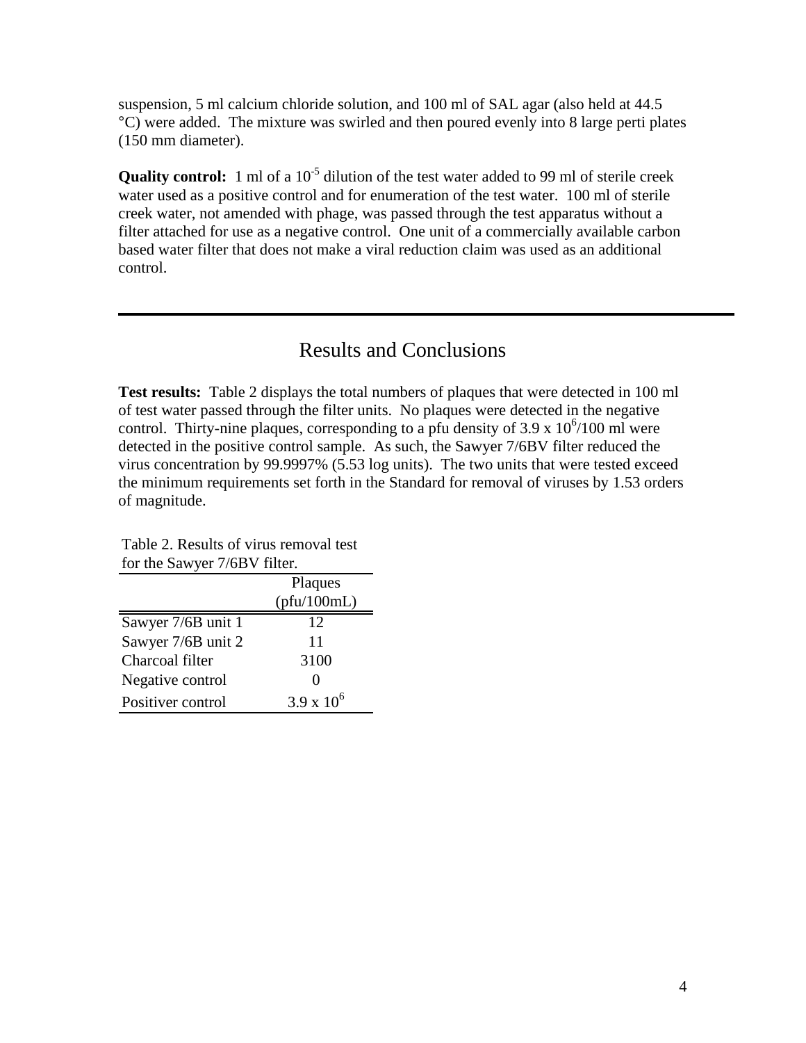suspension, 5 ml calcium chloride solution, and 100 ml of SAL agar (also held at 44.5 °C) were added. The mixture was swirled and then poured evenly into 8 large perti plates (150 mm diameter).

**Quality control:** 1 ml of a $10^{-5}$ dilution of the test water added to 99 ml of sterile creek water used as a positive control and for enumeration of the test water. 100 ml of sterile creek water, not amended with phage, was passed through the test apparatus without a filter attached for use as a negative control. One unit of a commercially available carbon based water filter that does not make a viral reduction claim was used as an additional control.

---

## Results and Conclusions

**Test results:** Table 2 displays the total numbers of plaques that were detected in 100 ml of test water passed through the filter units. No plaques were detected in the negative control. Thirty-nine plaques, corresponding to a pfu density of $3.9 \times 10^6$/100 ml were detected in the positive control sample. As such, the Sawyer 7/6BV filter reduced the virus concentration by 99.9997% (5.53 log units). The two units that were tested exceed the minimum requirements set forth in the Standard for removal of viruses by 1.53 orders of magnitude.

Table 2. Results of virus removal test for the Sawyer 7/6BV filter.

| | Plaques (pfu/100mL) |
|---|---|
| Sawyer 7/6B unit 1 | 12 |
| Sawyer 7/6B unit 2 | 11 |
| Charcoal filter | 3100 |
| Negative control | 0 |
| Positiver control | $3.9 \times 10^6$ |